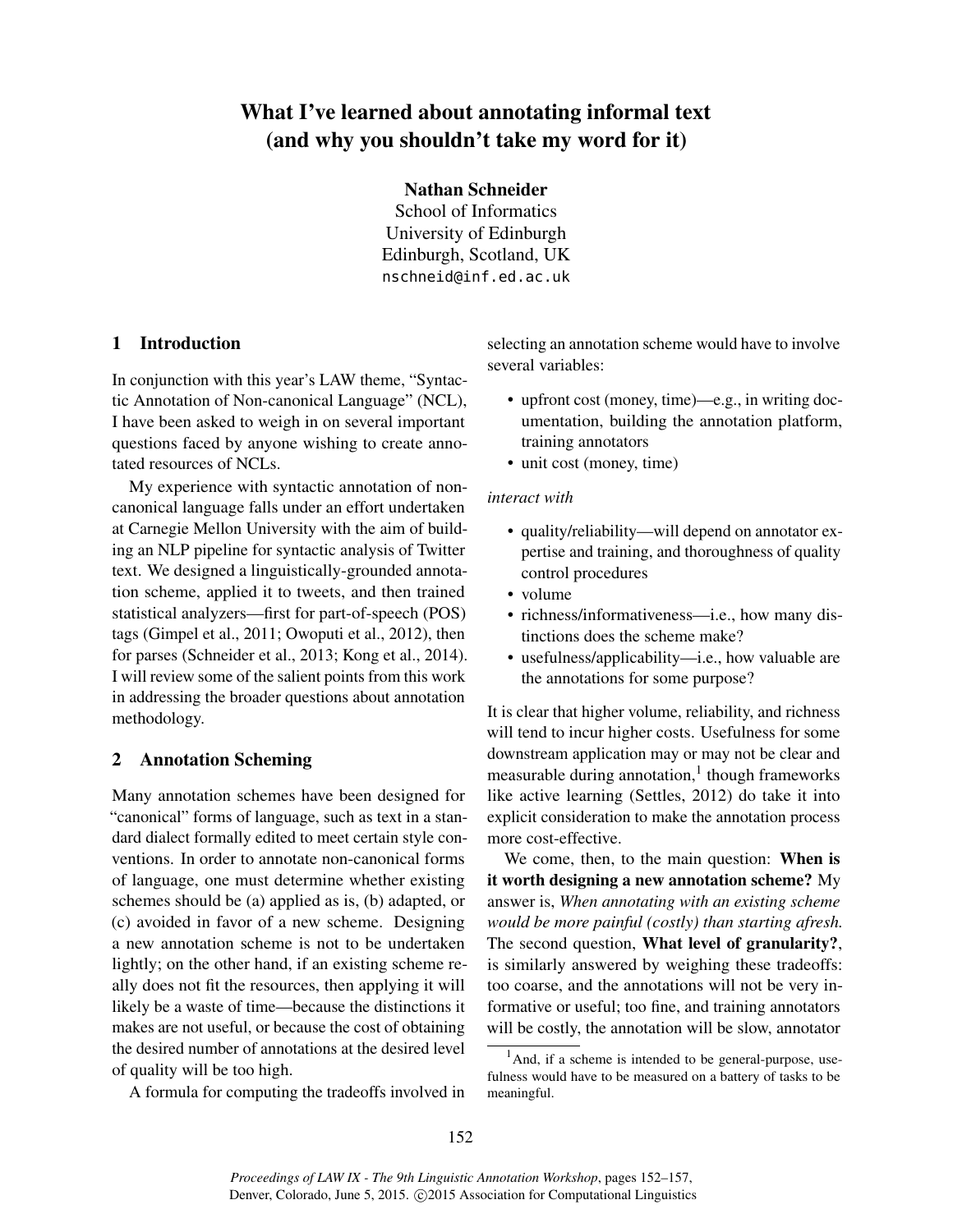# What I've learned about annotating informal text (and why you shouldn't take my word for it)

**Nathan Schneider**
School of Informatics
University of Edinburgh
Edinburgh, Scotland, UK
nschneid@inf.ed.ac.uk

## 1 Introduction

In conjunction with this year's LAW theme, "Syntactic Annotation of Non-canonical Language" (NCL), I have been asked to weigh in on several important questions faced by anyone wishing to create annotated resources of NCLs.

My experience with syntactic annotation of non-canonical language falls under an effort undertaken at Carnegie Mellon University with the aim of building an NLP pipeline for syntactic analysis of Twitter text. We designed a linguistically-grounded annotation scheme, applied it to tweets, and then trained statistical analyzers—first for part-of-speech (POS) tags (Gimpel et al., 2011; Owoputi et al., 2012), then for parses (Schneider et al., 2013; Kong et al., 2014). I will review some of the salient points from this work in addressing the broader questions about annotation methodology.

## 2 Annotation Scheming

Many annotation schemes have been designed for "canonical" forms of language, such as text in a standard dialect formally edited to meet certain style conventions. In order to annotate non-canonical forms of language, one must determine whether existing schemes should be (a) applied as is, (b) adapted, or (c) avoided in favor of a new scheme. Designing a new annotation scheme is not to be undertaken lightly; on the other hand, if an existing scheme really does not fit the resources, then applying it will likely be a waste of time—because the distinctions it makes are not useful, or because the cost of obtaining the desired number of annotations at the desired level of quality will be too high.

A formula for computing the tradeoffs involved in selecting an annotation scheme would have to involve several variables:

- upfront cost (money, time)—e.g., in writing documentation, building the annotation platform, training annotators
- unit cost (money, time)

*interact with*

- quality/reliability—will depend on annotator expertise and training, and thoroughness of quality control procedures
- volume
- richness/informativeness—i.e., how many distinctions does the scheme make?
- usefulness/applicability—i.e., how valuable are the annotations for some purpose?

It is clear that higher volume, reliability, and richness will tend to incur higher costs. Usefulness for some downstream application may or may not be clear and measurable during annotation,[1] though frameworks like active learning (Settles, 2012) do take it into explicit consideration to make the annotation process more cost-effective.

We come, then, to the main question: **When is it worth designing a new annotation scheme?** My answer is, *When annotating with an existing scheme would be more painful (costly) than starting afresh.* The second question, **What level of granularity?**, is similarly answered by weighing these tradeoffs: too coarse, and the annotations will not be very informative or useful; too fine, and training annotators will be costly, the annotation will be slow, annotator

[1] And, if a scheme is intended to be general-purpose, usefulness would have to be measured on a battery of tasks to be meaningful.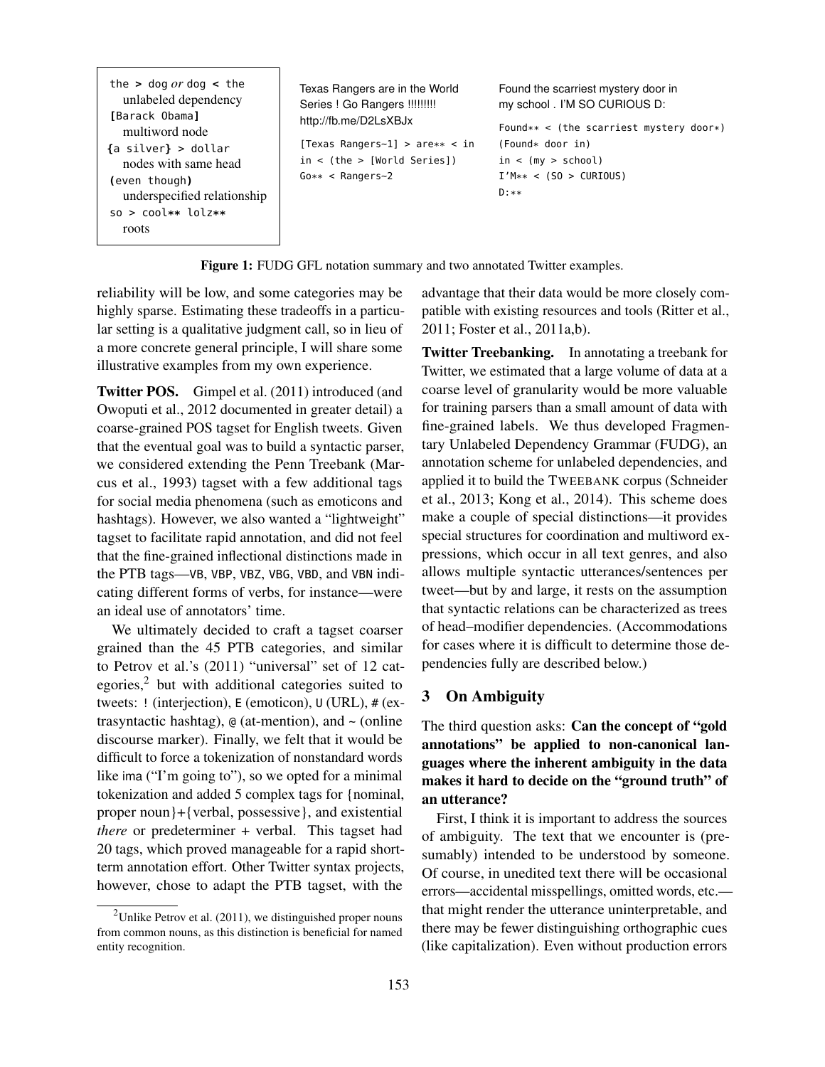```
the > dog or dog < the
  unlabeled dependency
[Barack Obama]
  multiword node
{a silver} > dollar
  nodes with same head
(even though)
  underspecified relationship
so > cool** lolz**
  roots
```

Texas Rangers are in the World Series ! Go Rangers !!!!!!!!! http://fb.me/D2LsXBJx

```
[Texas Rangers~1] > are** < in
in < (the > [World Series])
Go** < Rangers~2
```

Found the scarriest mystery door in my school . I'M SO CURIOUS D:

```
Found** < (the scarriest mystery door*)
(Found* door in)
in < (my > school)
I'M** < (SO > CURIOUS)
D:**
```

**Figure 1:** FUDG GFL notation summary and two annotated Twitter examples.

reliability will be low, and some categories may be highly sparse. Estimating these tradeoffs in a particular setting is a qualitative judgment call, so in lieu of a more concrete general principle, I will share some illustrative examples from my own experience.

**Twitter POS.** Gimpel et al. (2011) introduced (and Owoputi et al., 2012 documented in greater detail) a coarse-grained POS tagset for English tweets. Given that the eventual goal was to build a syntactic parser, we considered extending the Penn Treebank (Marcus et al., 1993) tagset with a few additional tags for social media phenomena (such as emoticons and hashtags). However, we also wanted a "lightweight" tagset to facilitate rapid annotation, and did not feel that the fine-grained inflectional distinctions made in the PTB tags—VB, VBP, VBZ, VBG, VBD, and VBN indicating different forms of verbs, for instance—were an ideal use of annotators' time.

We ultimately decided to craft a tagset coarser grained than the 45 PTB categories, and similar to Petrov et al.'s (2011) "universal" set of 12 categories,[2] but with additional categories suited to tweets: ! (interjection), E (emoticon), U (URL), # (extrasyntactic hashtag), @ (at-mention), and ~ (online discourse marker). Finally, we felt that it would be difficult to force a tokenization of nonstandard words like ima ("I'm going to"), so we opted for a minimal tokenization and added 5 complex tags for {nominal, proper noun}+{verbal, possessive}, and existential *there* or predeterminer + verbal. This tagset had 20 tags, which proved manageable for a rapid short-term annotation effort. Other Twitter syntax projects, however, chose to adapt the PTB tagset, with the advantage that their data would be more closely compatible with existing resources and tools (Ritter et al., 2011; Foster et al., 2011a,b).

**Twitter Treebanking.** In annotating a treebank for Twitter, we estimated that a large volume of data at a coarse level of granularity would be more valuable for training parsers than a small amount of data with fine-grained labels. We thus developed Fragmentary Unlabeled Dependency Grammar (FUDG), an annotation scheme for unlabeled dependencies, and applied it to build the TWEEBANK corpus (Schneider et al., 2013; Kong et al., 2014). This scheme does make a couple of special distinctions—it provides special structures for coordination and multiword expressions, which occur in all text genres, and also allows multiple syntactic utterances/sentences per tweet—but by and large, it rests on the assumption that syntactic relations can be characterized as trees of head–modifier dependencies. (Accommodations for cases where it is difficult to determine those dependencies fully are described below.)

## 3 On Ambiguity

The third question asks: **Can the concept of "gold annotations" be applied to non-canonical languages where the inherent ambiguity in the data makes it hard to decide on the "ground truth" of an utterance?**

First, I think it is important to address the sources of ambiguity. The text that we encounter is (presumably) intended to be understood by someone. Of course, in unedited text there will be occasional errors—accidental misspellings, omitted words, etc.—that might render the utterance uninterpretable, and there may be fewer distinguishing orthographic cues (like capitalization). Even without production errors

[2] Unlike Petrov et al. (2011), we distinguished proper nouns from common nouns, as this distinction is beneficial for named entity recognition.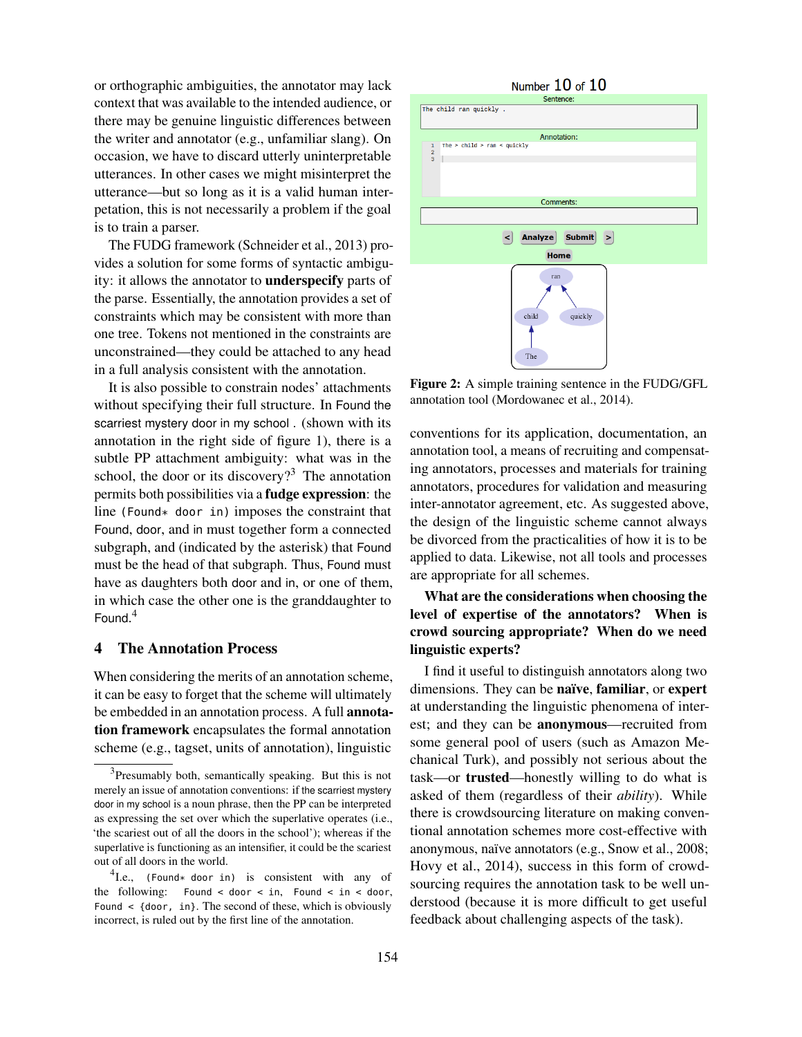or orthographic ambiguities, the annotator may lack context that was available to the intended audience, or there may be genuine linguistic differences between the writer and annotator (e.g., unfamiliar slang). On occasion, we have to discard utterly uninterpretable utterances. In other cases we might misinterpret the utterance—but so long as it is a valid human interpetation, this is not necessarily a problem if the goal is to train a parser.

The FUDG framework (Schneider et al., 2013) provides a solution for some forms of syntactic ambiguity: it allows the annotator to **underspecify** parts of the parse. Essentially, the annotation provides a set of constraints which may be consistent with more than one tree. Tokens not mentioned in the constraints are unconstrained—they could be attached to any head in a full analysis consistent with the annotation.

It is also possible to constrain nodes' attachments without specifying their full structure. In Found the scarriest mystery door in my school . (shown with its annotation in the right side of figure 1), there is a subtle PP attachment ambiguity: what was in the school, the door or its discovery?[3] The annotation permits both possibilities via a **fudge expression**: the line `(Found* door in)` imposes the constraint that Found, door, and in must together form a connected subgraph, and (indicated by the asterisk) that Found must be the head of that subgraph. Thus, Found must have as daughters both door and in, or one of them, in which case the other one is the granddaughter to Found.[4]

## 4 The Annotation Process

When considering the merits of an annotation scheme, it can be easy to forget that the scheme will ultimately be embedded in an annotation process. A full **annotation framework** encapsulates the formal annotation scheme (e.g., tagset, units of annotation), linguistic conventions for its application, documentation, an annotation tool, a means of recruiting and compensating annotators, processes and materials for training annotators, procedures for validation and measuring inter-annotator agreement, etc. As suggested above, the design of the linguistic scheme cannot always be divorced from the practicalities of how it is to be applied to data. Likewise, not all tools and processes are appropriate for all schemes.

Number 10 of 10

Sentence:

```
The child ran quickly .
```

Annotation:

```
1  The > child > ran < quickly
2
3
```

Comments:

< Analyze Submit > Home

(ran → child, quickly; child → The)

**Figure 2:** A simple training sentence in the FUDG/GFL annotation tool (Mordowanec et al., 2014).

**What are the considerations when choosing the level of expertise of the annotators? When is crowd sourcing appropriate? When do we need linguistic experts?**

I find it useful to distinguish annotators along two dimensions. They can be **naïve**, **familiar**, or **expert** at understanding the linguistic phenomena of interest; and they can be **anonymous**—recruited from some general pool of users (such as Amazon Mechanical Turk), and possibly not serious about the task—or **trusted**—honestly willing to do what is asked of them (regardless of their *ability*). While there is crowdsourcing literature on making conventional annotation schemes more cost-effective with anonymous, naïve annotators (e.g., Snow et al., 2008; Hovy et al., 2014), success in this form of crowdsourcing requires the annotation task to be well understood (because it is more difficult to get useful feedback about challenging aspects of the task).

---

[3] Presumably both, semantically speaking. But this is not merely an issue of annotation conventions: if the scarriest mystery door in my school is a noun phrase, then the PP can be interpreted as expressing the set over which the superlative operates (i.e., 'the scariest out of all the doors in the school'); whereas if the superlative is functioning as an intensifier, it could be the scariest out of all doors in the world.

[4] I.e., `(Found* door in)` is consistent with any of the following: `Found < door < in`, `Found < in < door`, `Found < {door, in}`. The second of these, which is obviously incorrect, is ruled out by the first line of the annotation.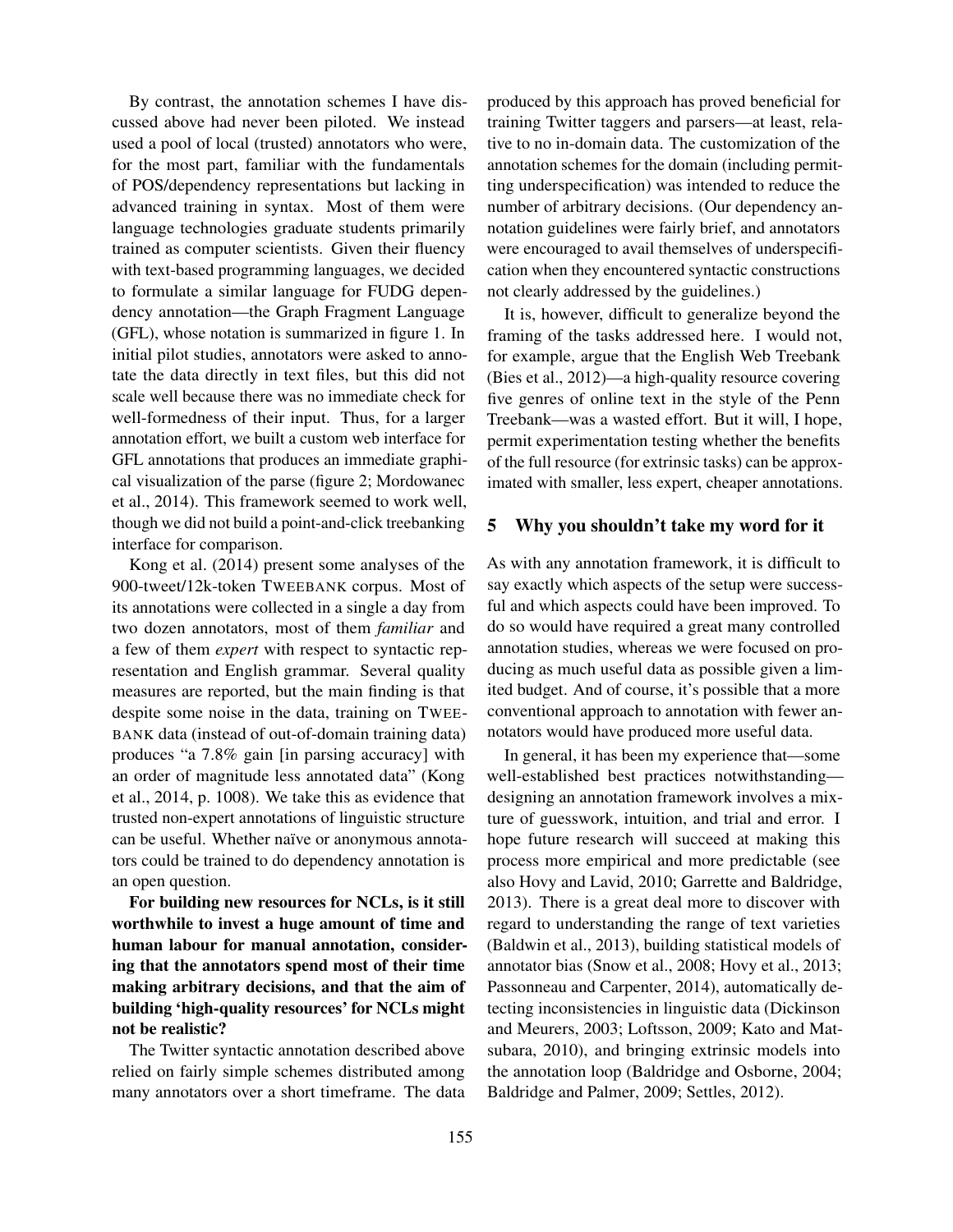By contrast, the annotation schemes I have discussed above had never been piloted. We instead used a pool of local (trusted) annotators who were, for the most part, familiar with the fundamentals of POS/dependency representations but lacking in advanced training in syntax. Most of them were language technologies graduate students primarily trained as computer scientists. Given their fluency with text-based programming languages, we decided to formulate a similar language for FUDG dependency annotation—the Graph Fragment Language (GFL), whose notation is summarized in figure 1. In initial pilot studies, annotators were asked to annotate the data directly in text files, but this did not scale well because there was no immediate check for well-formedness of their input. Thus, for a larger annotation effort, we built a custom web interface for GFL annotations that produces an immediate graphical visualization of the parse (figure 2; Mordowanec et al., 2014). This framework seemed to work well, though we did not build a point-and-click treebanking interface for comparison.

Kong et al. (2014) present some analyses of the 900-tweet/12k-token TWEEBANK corpus. Most of its annotations were collected in a single a day from two dozen annotators, most of them *familiar* and a few of them *expert* with respect to syntactic representation and English grammar. Several quality measures are reported, but the main finding is that despite some noise in the data, training on TWEEBANK data (instead of out-of-domain training data) produces "a 7.8% gain [in parsing accuracy] with an order of magnitude less annotated data" (Kong et al., 2014, p. 1008). We take this as evidence that trusted non-expert annotations of linguistic structure can be useful. Whether naïve or anonymous annotators could be trained to do dependency annotation is an open question.

**For building new resources for NCLs, is it still worthwhile to invest a huge amount of time and human labour for manual annotation, considering that the annotators spend most of their time making arbitrary decisions, and that the aim of building 'high-quality resources' for NCLs might not be realistic?**

The Twitter syntactic annotation described above relied on fairly simple schemes distributed among many annotators over a short timeframe. The data produced by this approach has proved beneficial for training Twitter taggers and parsers—at least, relative to no in-domain data. The customization of the annotation schemes for the domain (including permitting underspecification) was intended to reduce the number of arbitrary decisions. (Our dependency annotation guidelines were fairly brief, and annotators were encouraged to avail themselves of underspecification when they encountered syntactic constructions not clearly addressed by the guidelines.)

It is, however, difficult to generalize beyond the framing of the tasks addressed here. I would not, for example, argue that the English Web Treebank (Bies et al., 2012)—a high-quality resource covering five genres of online text in the style of the Penn Treebank—was a wasted effort. But it will, I hope, permit experimentation testing whether the benefits of the full resource (for extrinsic tasks) can be approximated with smaller, less expert, cheaper annotations.

## 5 Why you shouldn't take my word for it

As with any annotation framework, it is difficult to say exactly which aspects of the setup were successful and which aspects could have been improved. To do so would have required a great many controlled annotation studies, whereas we were focused on producing as much useful data as possible given a limited budget. And of course, it's possible that a more conventional approach to annotation with fewer annotators would have produced more useful data.

In general, it has been my experience that—some well-established best practices notwithstanding—designing an annotation framework involves a mixture of guesswork, intuition, and trial and error. I hope future research will succeed at making this process more empirical and more predictable (see also Hovy and Lavid, 2010; Garrette and Baldridge, 2013). There is a great deal more to discover with regard to understanding the range of text varieties (Baldwin et al., 2013), building statistical models of annotator bias (Snow et al., 2008; Hovy et al., 2013; Passonneau and Carpenter, 2014), automatically detecting inconsistencies in linguistic data (Dickinson and Meurers, 2003; Loftsson, 2009; Kato and Matsubara, 2010), and bringing extrinsic models into the annotation loop (Baldridge and Osborne, 2004; Baldridge and Palmer, 2009; Settles, 2012).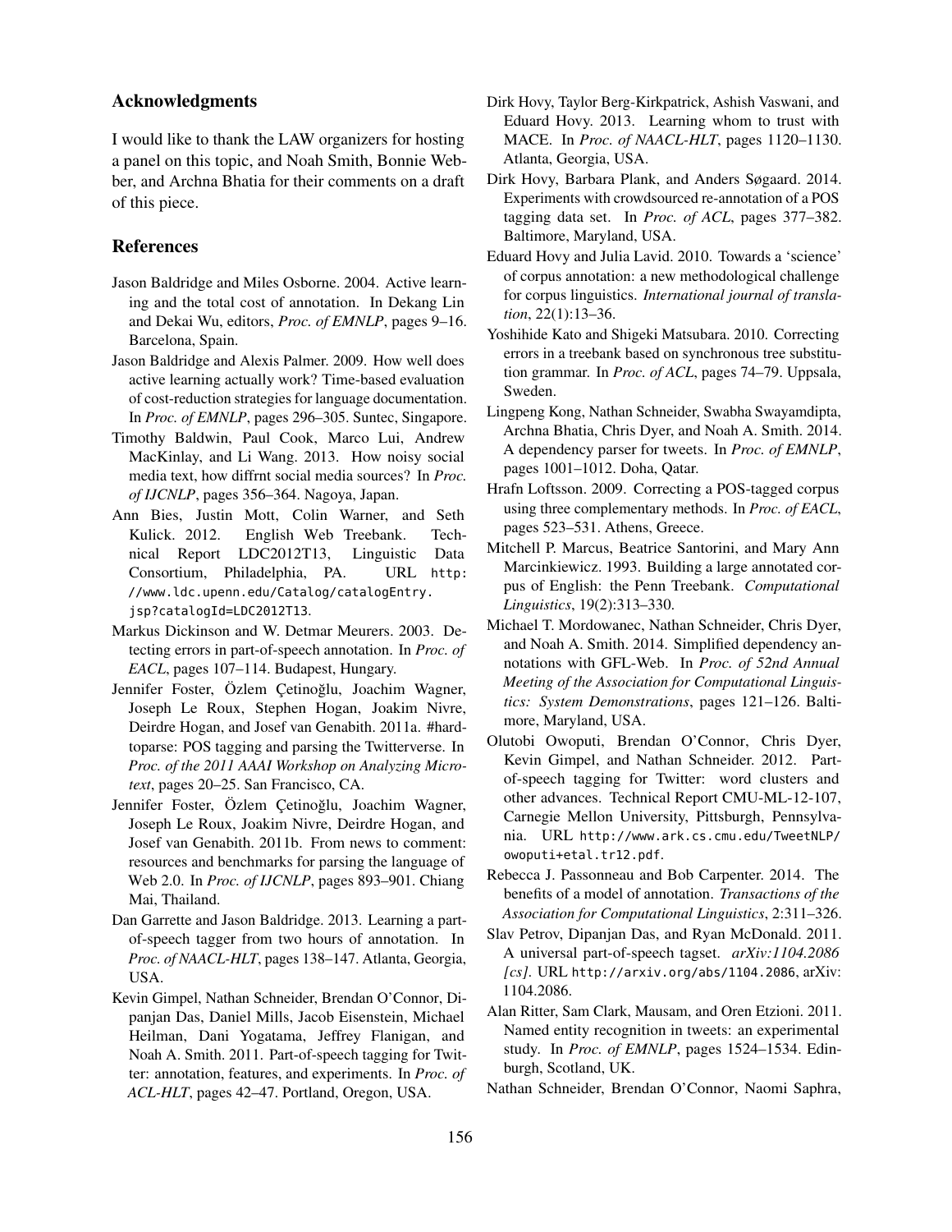## Acknowledgments

I would like to thank the LAW organizers for hosting a panel on this topic, and Noah Smith, Bonnie Webber, and Archna Bhatia for their comments on a draft of this piece.

## References

Jason Baldridge and Miles Osborne. 2004. Active learning and the total cost of annotation. In Dekang Lin and Dekai Wu, editors, *Proc. of EMNLP*, pages 9–16. Barcelona, Spain.

Jason Baldridge and Alexis Palmer. 2009. How well does active learning actually work? Time-based evaluation of cost-reduction strategies for language documentation. In *Proc. of EMNLP*, pages 296–305. Suntec, Singapore.

Timothy Baldwin, Paul Cook, Marco Lui, Andrew MacKinlay, and Li Wang. 2013. How noisy social media text, how diffrnt social media sources? In *Proc. of IJCNLP*, pages 356–364. Nagoya, Japan.

Ann Bies, Justin Mott, Colin Warner, and Seth Kulick. 2012. English Web Treebank. Technical Report LDC2012T13, Linguistic Data Consortium, Philadelphia, PA. URL `http://www.ldc.upenn.edu/Catalog/catalogEntry.jsp?catalogId=LDC2012T13`.

Markus Dickinson and W. Detmar Meurers. 2003. Detecting errors in part-of-speech annotation. In *Proc. of EACL*, pages 107–114. Budapest, Hungary.

Jennifer Foster, Özlem Çetinoğlu, Joachim Wagner, Joseph Le Roux, Stephen Hogan, Joakim Nivre, Deirdre Hogan, and Josef van Genabith. 2011a. #hardtoparse: POS tagging and parsing the Twitterverse. In *Proc. of the 2011 AAAI Workshop on Analyzing Microtext*, pages 20–25. San Francisco, CA.

Jennifer Foster, Özlem Çetinoğlu, Joachim Wagner, Joseph Le Roux, Joakim Nivre, Deirdre Hogan, and Josef van Genabith. 2011b. From news to comment: resources and benchmarks for parsing the language of Web 2.0. In *Proc. of IJCNLP*, pages 893–901. Chiang Mai, Thailand.

Dan Garrette and Jason Baldridge. 2013. Learning a part-of-speech tagger from two hours of annotation. In *Proc. of NAACL-HLT*, pages 138–147. Atlanta, Georgia, USA.

Kevin Gimpel, Nathan Schneider, Brendan O'Connor, Dipanjan Das, Daniel Mills, Jacob Eisenstein, Michael Heilman, Dani Yogatama, Jeffrey Flanigan, and Noah A. Smith. 2011. Part-of-speech tagging for Twitter: annotation, features, and experiments. In *Proc. of ACL-HLT*, pages 42–47. Portland, Oregon, USA.

Dirk Hovy, Taylor Berg-Kirkpatrick, Ashish Vaswani, and Eduard Hovy. 2013. Learning whom to trust with MACE. In *Proc. of NAACL-HLT*, pages 1120–1130. Atlanta, Georgia, USA.

Dirk Hovy, Barbara Plank, and Anders Søgaard. 2014. Experiments with crowdsourced re-annotation of a POS tagging data set. In *Proc. of ACL*, pages 377–382. Baltimore, Maryland, USA.

Eduard Hovy and Julia Lavid. 2010. Towards a 'science' of corpus annotation: a new methodological challenge for corpus linguistics. *International journal of translation*, 22(1):13–36.

Yoshihide Kato and Shigeki Matsubara. 2010. Correcting errors in a treebank based on synchronous tree substitution grammar. In *Proc. of ACL*, pages 74–79. Uppsala, Sweden.

Lingpeng Kong, Nathan Schneider, Swabha Swayamdipta, Archna Bhatia, Chris Dyer, and Noah A. Smith. 2014. A dependency parser for tweets. In *Proc. of EMNLP*, pages 1001–1012. Doha, Qatar.

Hrafn Loftsson. 2009. Correcting a POS-tagged corpus using three complementary methods. In *Proc. of EACL*, pages 523–531. Athens, Greece.

Mitchell P. Marcus, Beatrice Santorini, and Mary Ann Marcinkiewicz. 1993. Building a large annotated corpus of English: the Penn Treebank. *Computational Linguistics*, 19(2):313–330.

Michael T. Mordowanec, Nathan Schneider, Chris Dyer, and Noah A. Smith. 2014. Simplified dependency annotations with GFL-Web. In *Proc. of 52nd Annual Meeting of the Association for Computational Linguistics: System Demonstrations*, pages 121–126. Baltimore, Maryland, USA.

Olutobi Owoputi, Brendan O'Connor, Chris Dyer, Kevin Gimpel, and Nathan Schneider. 2012. Part-of-speech tagging for Twitter: word clusters and other advances. Technical Report CMU-ML-12-107, Carnegie Mellon University, Pittsburgh, Pennsylvania. URL `http://www.ark.cs.cmu.edu/TweetNLP/owoputi+etal.tr12.pdf`.

Rebecca J. Passonneau and Bob Carpenter. 2014. The benefits of a model of annotation. *Transactions of the Association for Computational Linguistics*, 2:311–326.

Slav Petrov, Dipanjan Das, and Ryan McDonald. 2011. A universal part-of-speech tagset. *arXiv:1104.2086 [cs]*. URL `http://arxiv.org/abs/1104.2086`, arXiv: 1104.2086.

Alan Ritter, Sam Clark, Mausam, and Oren Etzioni. 2011. Named entity recognition in tweets: an experimental study. In *Proc. of EMNLP*, pages 1524–1534. Edinburgh, Scotland, UK.

Nathan Schneider, Brendan O'Connor, Naomi Saphra,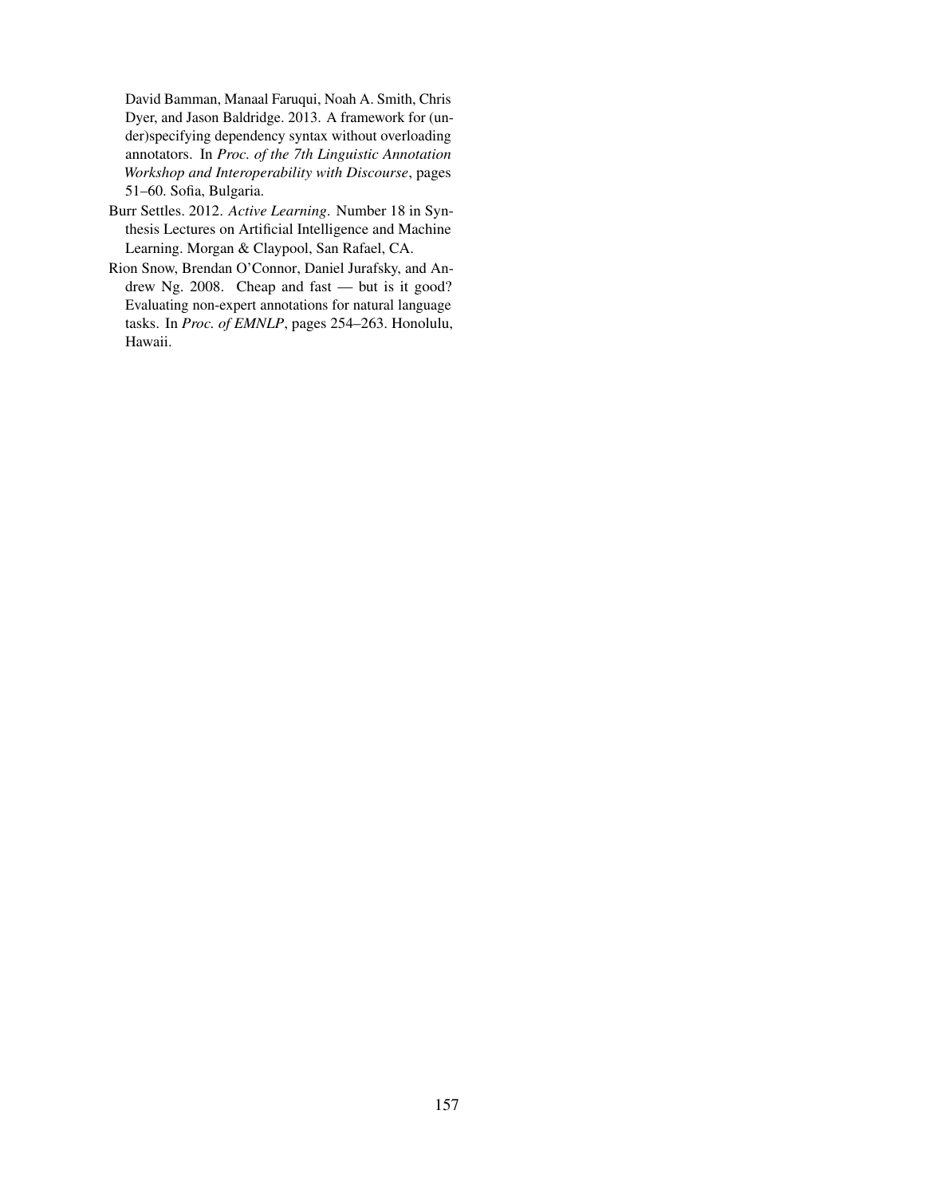David Bamman, Manaal Faruqui, Noah A. Smith, Chris Dyer, and Jason Baldridge. 2013. A framework for (under)specifying dependency syntax without overloading annotators. In *Proc. of the 7th Linguistic Annotation Workshop and Interoperability with Discourse*, pages 51–60. Sofia, Bulgaria.

Burr Settles. 2012. *Active Learning*. Number 18 in Synthesis Lectures on Artificial Intelligence and Machine Learning. Morgan & Claypool, San Rafael, CA.

Rion Snow, Brendan O'Connor, Daniel Jurafsky, and Andrew Ng. 2008. Cheap and fast — but is it good? Evaluating non-expert annotations for natural language tasks. In *Proc. of EMNLP*, pages 254–263. Honolulu, Hawaii.